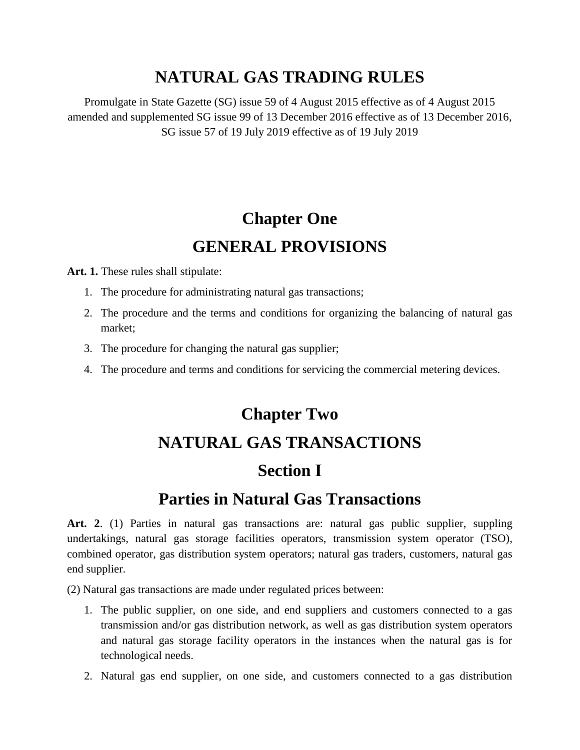# NATURAL GAS TRADING RULES

Promulgate in State Gazette (SG) issue 59 of 4 August 2015 effective as of 4 August 2015 amended and supplemented SG issue 99 of 13 December 2016 effective as of 13 December 2016, SG issue 57 of 19 July 2019 effective as of 19 July 2019

## Chapter One

## GENERAL PROVISIONS

**Art. 1.** These rules shall stipulate:

1. The procedure for administrating natural gas transactions;
2. The procedure and the terms and conditions for organizing the balancing of natural gas market;
3. The procedure for changing the natural gas supplier;
4. The procedure and terms and conditions for servicing the commercial metering devices.

## Chapter Two

## NATURAL GAS TRANSACTIONS

### Section I

### Parties in Natural Gas Transactions

**Art. 2**. (1) Parties in natural gas transactions are: natural gas public supplier, suppling undertakings, natural gas storage facilities operators, transmission system operator (TSO), combined operator, gas distribution system operators; natural gas traders, customers, natural gas end supplier.

(2) Natural gas transactions are made under regulated prices between:

1. The public supplier, on one side, and end suppliers and customers connected to a gas transmission and/or gas distribution network, as well as gas distribution system operators and natural gas storage facility operators in the instances when the natural gas is for technological needs.
2. Natural gas end supplier, on one side, and customers connected to a gas distribution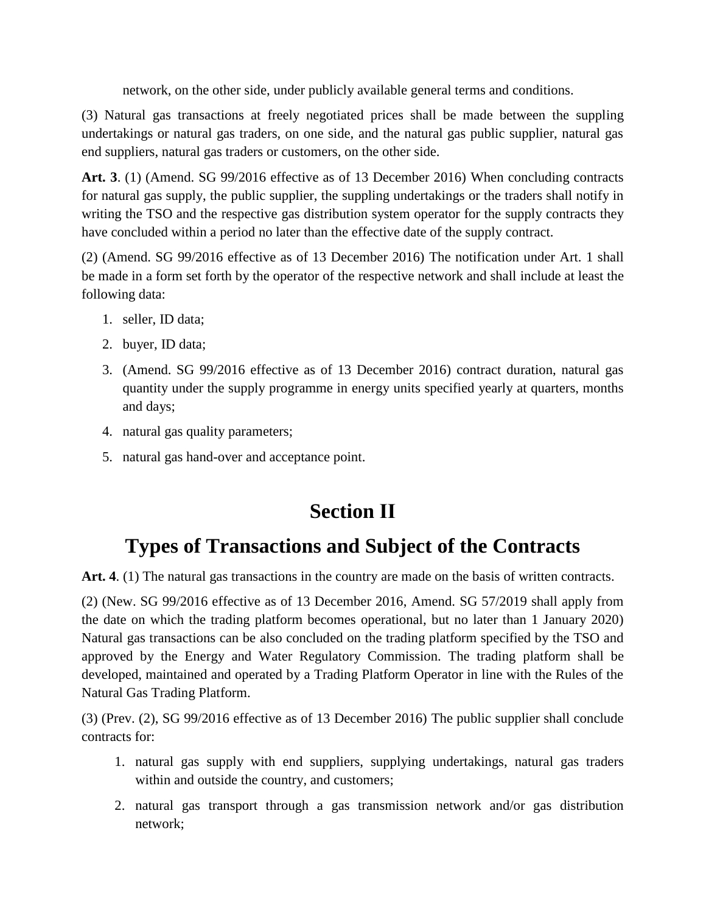network, on the other side, under publicly available general terms and conditions.

(3) Natural gas transactions at freely negotiated prices shall be made between the suppling undertakings or natural gas traders, on one side, and the natural gas public supplier, natural gas end suppliers, natural gas traders or customers, on the other side.

**Art. 3**. (1) (Amend. SG 99/2016 effective as of 13 December 2016) When concluding contracts for natural gas supply, the public supplier, the suppling undertakings or the traders shall notify in writing the TSO and the respective gas distribution system operator for the supply contracts they have concluded within a period no later than the effective date of the supply contract.

(2) (Amend. SG 99/2016 effective as of 13 December 2016) The notification under Art. 1 shall be made in a form set forth by the operator of the respective network and shall include at least the following data:

1. seller, ID data;
2. buyer, ID data;
3. (Amend. SG 99/2016 effective as of 13 December 2016) contract duration, natural gas quantity under the supply programme in energy units specified yearly at quarters, months and days;
4. natural gas quality parameters;
5. natural gas hand-over and acceptance point.

# Section II

# Types of Transactions and Subject of the Contracts

**Art. 4**. (1) The natural gas transactions in the country are made on the basis of written contracts.

(2) (New. SG 99/2016 effective as of 13 December 2016, Amend. SG 57/2019 shall apply from the date on which the trading platform becomes operational, but no later than 1 January 2020) Natural gas transactions can be also concluded on the trading platform specified by the TSO and approved by the Energy and Water Regulatory Commission. The trading platform shall be developed, maintained and operated by a Trading Platform Operator in line with the Rules of the Natural Gas Trading Platform.

(3) (Prev. (2), SG 99/2016 effective as of 13 December 2016) The public supplier shall conclude contracts for:

1. natural gas supply with end suppliers, supplying undertakings, natural gas traders within and outside the country, and customers;
2. natural gas transport through a gas transmission network and/or gas distribution network;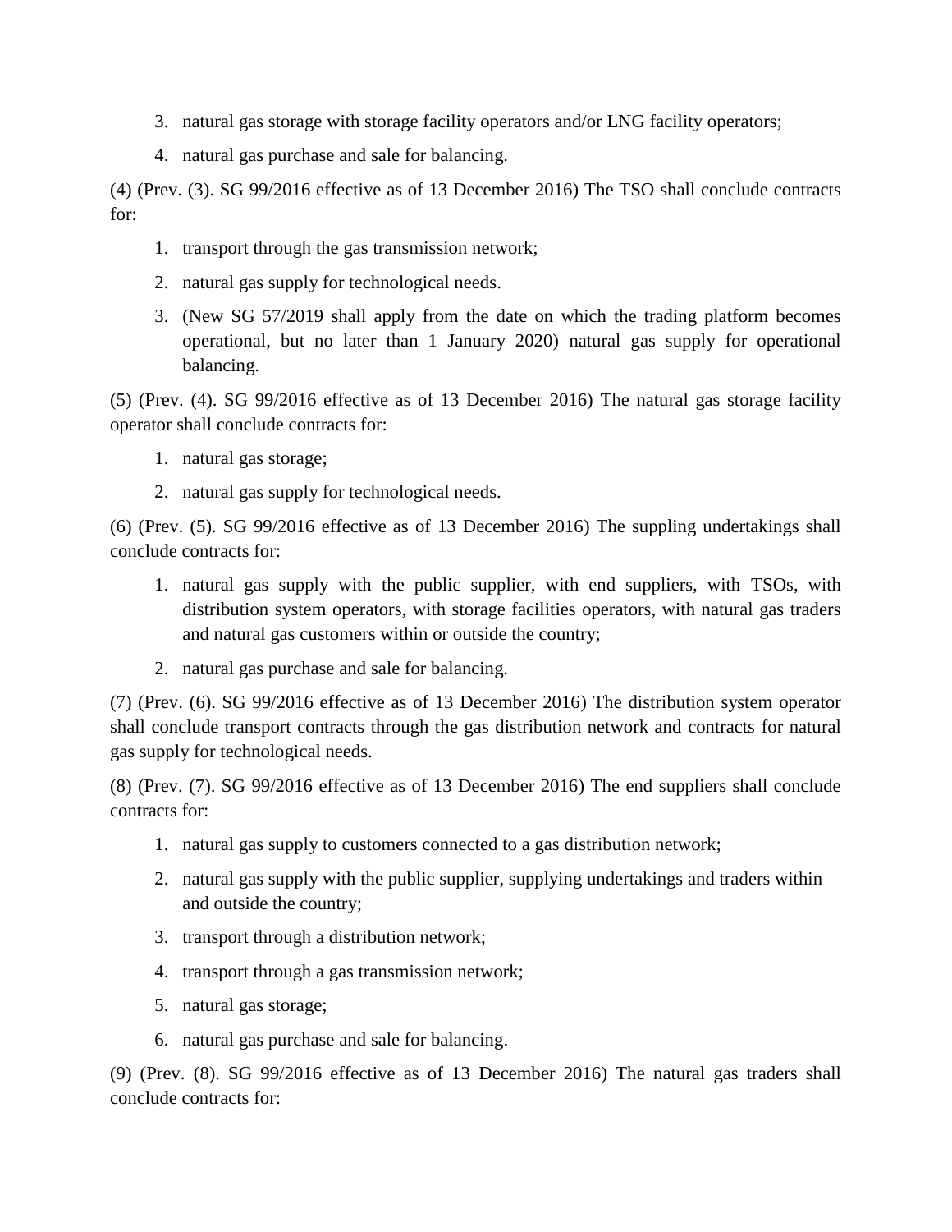3. natural gas storage with storage facility operators and/or LNG facility operators;
4. natural gas purchase and sale for balancing.

(4) (Prev. (3). SG 99/2016 effective as of 13 December 2016) The TSO shall conclude contracts for:

1. transport through the gas transmission network;
2. natural gas supply for technological needs.
3. (New SG 57/2019 shall apply from the date on which the trading platform becomes operational, but no later than 1 January 2020) natural gas supply for operational balancing.

(5) (Prev. (4). SG 99/2016 effective as of 13 December 2016) The natural gas storage facility operator shall conclude contracts for:

1. natural gas storage;
2. natural gas supply for technological needs.

(6) (Prev. (5). SG 99/2016 effective as of 13 December 2016) The suppling undertakings shall conclude contracts for:

1. natural gas supply with the public supplier, with end suppliers, with TSOs, with distribution system operators, with storage facilities operators, with natural gas traders and natural gas customers within or outside the country;
2. natural gas purchase and sale for balancing.

(7) (Prev. (6). SG 99/2016 effective as of 13 December 2016) The distribution system operator shall conclude transport contracts through the gas distribution network and contracts for natural gas supply for technological needs.

(8) (Prev. (7). SG 99/2016 effective as of 13 December 2016) The end suppliers shall conclude contracts for:

1. natural gas supply to customers connected to a gas distribution network;
2. natural gas supply with the public supplier, supplying undertakings and traders within and outside the country;
3. transport through a distribution network;
4. transport through a gas transmission network;
5. natural gas storage;
6. natural gas purchase and sale for balancing.

(9) (Prev. (8). SG 99/2016 effective as of 13 December 2016) The natural gas traders shall conclude contracts for: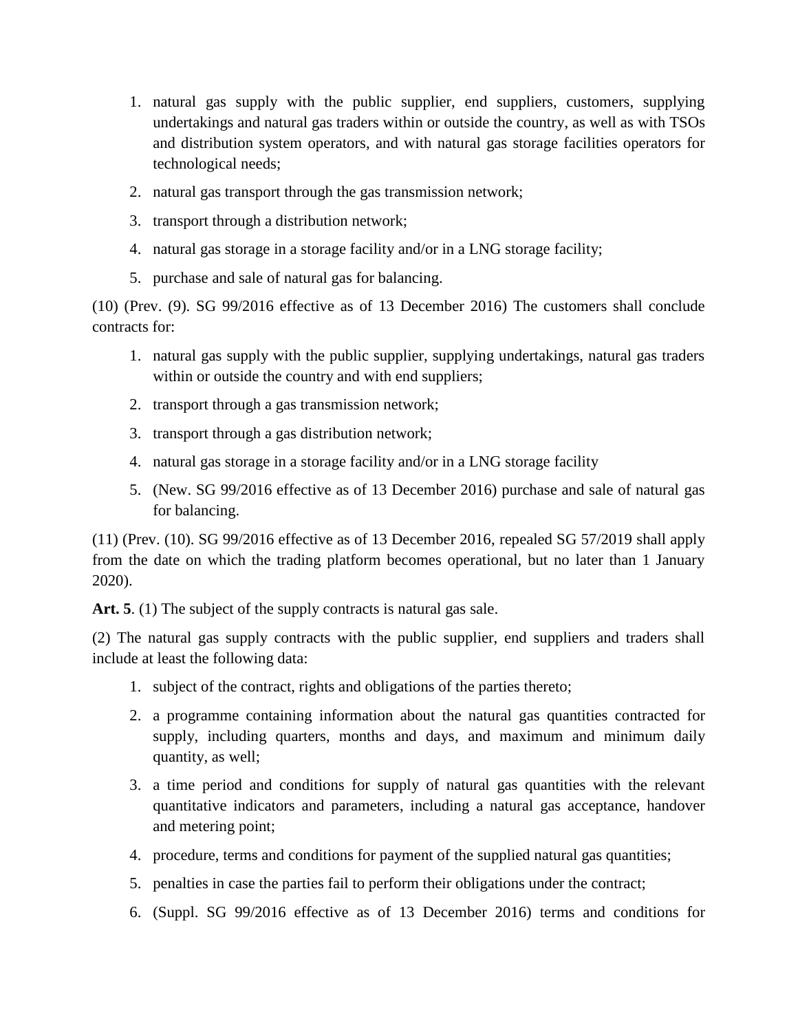1. natural gas supply with the public supplier, end suppliers, customers, supplying undertakings and natural gas traders within or outside the country, as well as with TSOs and distribution system operators, and with natural gas storage facilities operators for technological needs;
2. natural gas transport through the gas transmission network;
3. transport through a distribution network;
4. natural gas storage in a storage facility and/or in a LNG storage facility;
5. purchase and sale of natural gas for balancing.

(10) (Prev. (9). SG 99/2016 effective as of 13 December 2016) The customers shall conclude contracts for:

1. natural gas supply with the public supplier, supplying undertakings, natural gas traders within or outside the country and with end suppliers;
2. transport through a gas transmission network;
3. transport through a gas distribution network;
4. natural gas storage in a storage facility and/or in a LNG storage facility
5. (New. SG 99/2016 effective as of 13 December 2016) purchase and sale of natural gas for balancing.

(11) (Prev. (10). SG 99/2016 effective as of 13 December 2016, repealed SG 57/2019 shall apply from the date on which the trading platform becomes operational, but no later than 1 January 2020).

**Art. 5**. (1) The subject of the supply contracts is natural gas sale.

(2) The natural gas supply contracts with the public supplier, end suppliers and traders shall include at least the following data:

1. subject of the contract, rights and obligations of the parties thereto;
2. a programme containing information about the natural gas quantities contracted for supply, including quarters, months and days, and maximum and minimum daily quantity, as well;
3. a time period and conditions for supply of natural gas quantities with the relevant quantitative indicators and parameters, including a natural gas acceptance, handover and metering point;
4. procedure, terms and conditions for payment of the supplied natural gas quantities;
5. penalties in case the parties fail to perform their obligations under the contract;
6. (Suppl. SG 99/2016 effective as of 13 December 2016) terms and conditions for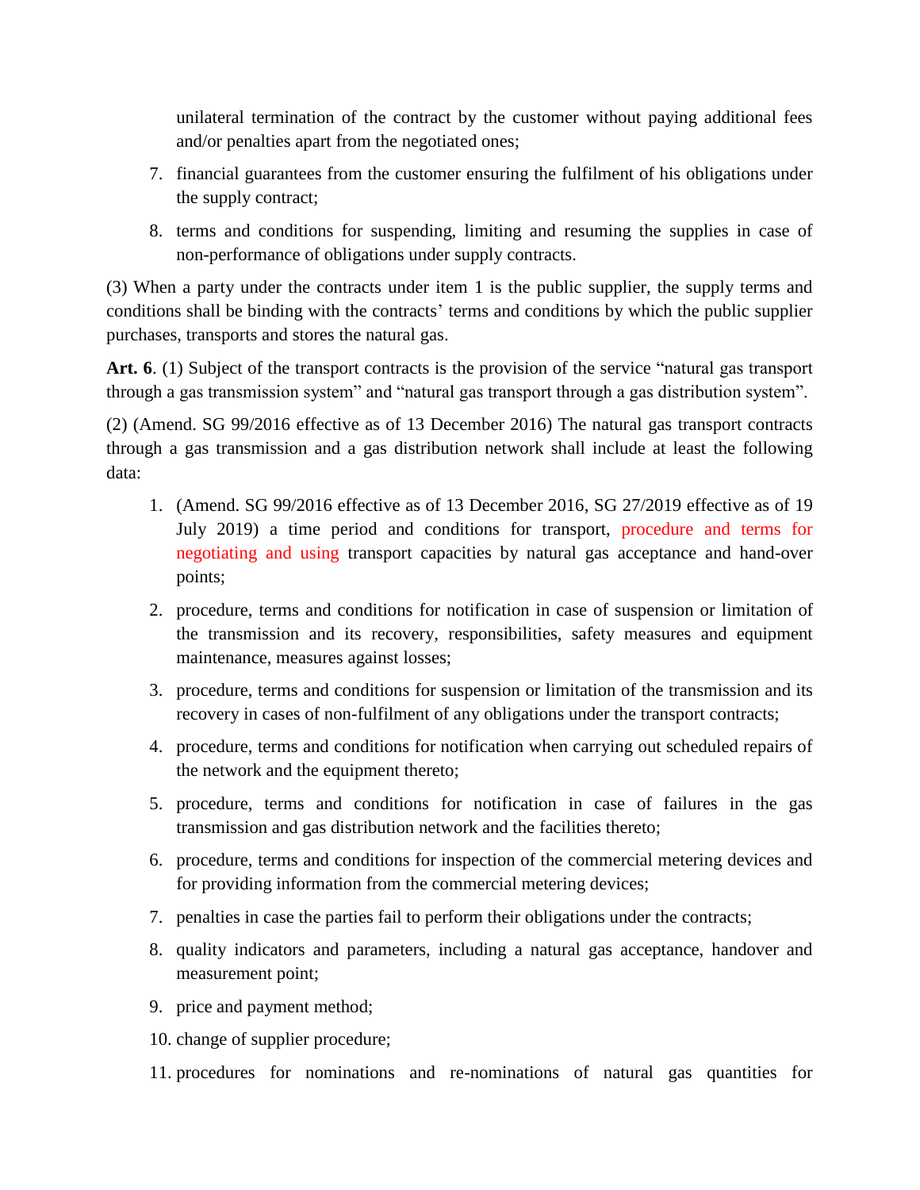unilateral termination of the contract by the customer without paying additional fees and/or penalties apart from the negotiated ones;

7. financial guarantees from the customer ensuring the fulfilment of his obligations under the supply contract;
8. terms and conditions for suspending, limiting and resuming the supplies in case of non-performance of obligations under supply contracts.

(3) When a party under the contracts under item 1 is the public supplier, the supply terms and conditions shall be binding with the contracts' terms and conditions by which the public supplier purchases, transports and stores the natural gas.

**Art. 6**. (1) Subject of the transport contracts is the provision of the service "natural gas transport through a gas transmission system" and "natural gas transport through a gas distribution system".

(2) (Amend. SG 99/2016 effective as of 13 December 2016) The natural gas transport contracts through a gas transmission and a gas distribution network shall include at least the following data:

1. (Amend. SG 99/2016 effective as of 13 December 2016, SG 27/2019 effective as of 19 July 2019) a time period and conditions for transport, procedure and terms for negotiating and using transport capacities by natural gas acceptance and hand-over points;
2. procedure, terms and conditions for notification in case of suspension or limitation of the transmission and its recovery, responsibilities, safety measures and equipment maintenance, measures against losses;
3. procedure, terms and conditions for suspension or limitation of the transmission and its recovery in cases of non-fulfilment of any obligations under the transport contracts;
4. procedure, terms and conditions for notification when carrying out scheduled repairs of the network and the equipment thereto;
5. procedure, terms and conditions for notification in case of failures in the gas transmission and gas distribution network and the facilities thereto;
6. procedure, terms and conditions for inspection of the commercial metering devices and for providing information from the commercial metering devices;
7. penalties in case the parties fail to perform their obligations under the contracts;
8. quality indicators and parameters, including a natural gas acceptance, handover and measurement point;
9. price and payment method;
10. change of supplier procedure;
11. procedures for nominations and re-nominations of natural gas quantities for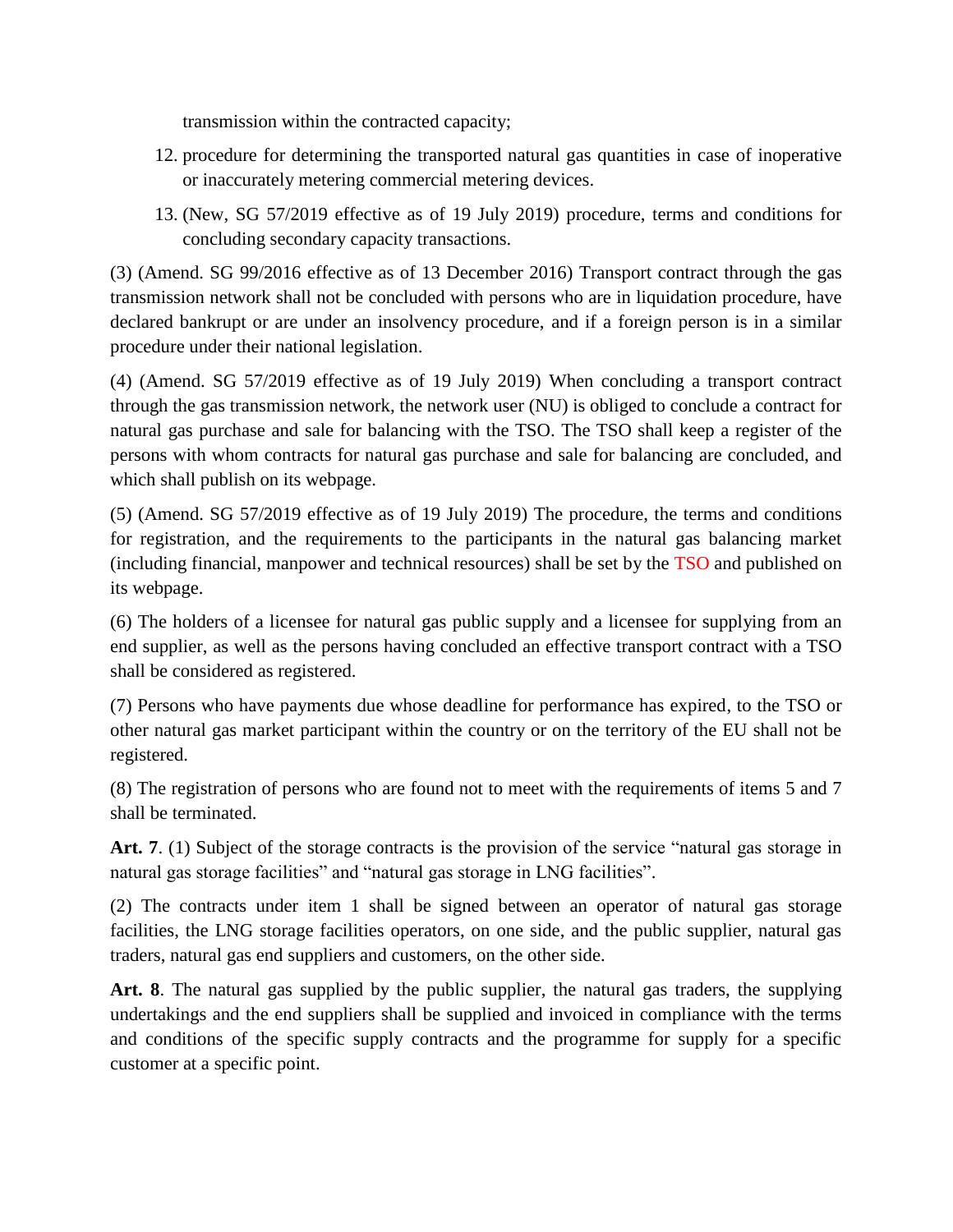transmission within the contracted capacity;

12. procedure for determining the transported natural gas quantities in case of inoperative or inaccurately metering commercial metering devices.
13. (New, SG 57/2019 effective as of 19 July 2019) procedure, terms and conditions for concluding secondary capacity transactions.

(3) (Amend. SG 99/2016 effective as of 13 December 2016) Transport contract through the gas transmission network shall not be concluded with persons who are in liquidation procedure, have declared bankrupt or are under an insolvency procedure, and if a foreign person is in a similar procedure under their national legislation.

(4) (Amend. SG 57/2019 effective as of 19 July 2019) When concluding a transport contract through the gas transmission network, the network user (NU) is obliged to conclude a contract for natural gas purchase and sale for balancing with the TSO. The TSO shall keep a register of the persons with whom contracts for natural gas purchase and sale for balancing are concluded, and which shall publish on its webpage.

(5) (Amend. SG 57/2019 effective as of 19 July 2019) The procedure, the terms and conditions for registration, and the requirements to the participants in the natural gas balancing market (including financial, manpower and technical resources) shall be set by the TSO and published on its webpage.

(6) The holders of a licensee for natural gas public supply and a licensee for supplying from an end supplier, as well as the persons having concluded an effective transport contract with a TSO shall be considered as registered.

(7) Persons who have payments due whose deadline for performance has expired, to the TSO or other natural gas market participant within the country or on the territory of the EU shall not be registered.

(8) The registration of persons who are found not to meet with the requirements of items 5 and 7 shall be terminated.

**Art. 7**. (1) Subject of the storage contracts is the provision of the service "natural gas storage in natural gas storage facilities" and "natural gas storage in LNG facilities".

(2) The contracts under item 1 shall be signed between an operator of natural gas storage facilities, the LNG storage facilities operators, on one side, and the public supplier, natural gas traders, natural gas end suppliers and customers, on the other side.

**Art. 8**. The natural gas supplied by the public supplier, the natural gas traders, the supplying undertakings and the end suppliers shall be supplied and invoiced in compliance with the terms and conditions of the specific supply contracts and the programme for supply for a specific customer at a specific point.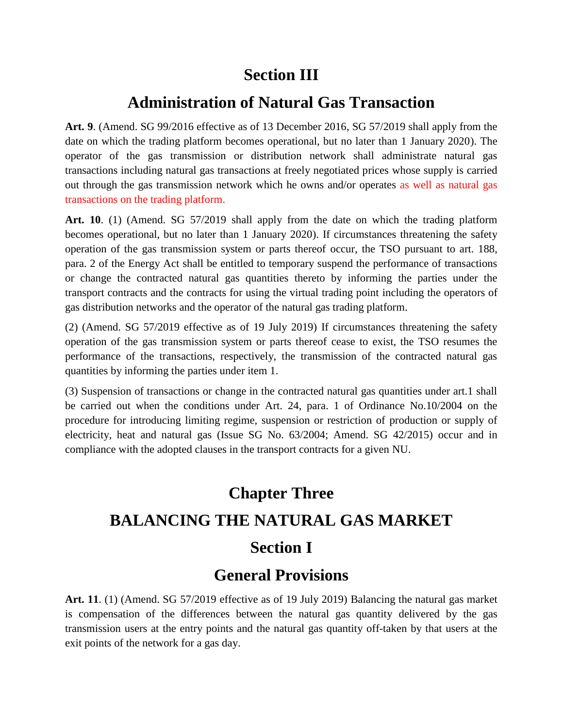## Section III

## Administration of Natural Gas Transaction

**Art. 9**. (Amend. SG 99/2016 effective as of 13 December 2016, SG 57/2019 shall apply from the date on which the trading platform becomes operational, but no later than 1 January 2020). The operator of the gas transmission or distribution network shall administrate natural gas transactions including natural gas transactions at freely negotiated prices whose supply is carried out through the gas transmission network which he owns and/or operates as well as natural gas transactions on the trading platform.

**Art. 10**. (1) (Amend. SG 57/2019 shall apply from the date on which the trading platform becomes operational, but no later than 1 January 2020). If circumstances threatening the safety operation of the gas transmission system or parts thereof occur, the TSO pursuant to art. 188, para. 2 of the Energy Act shall be entitled to temporary suspend the performance of transactions or change the contracted natural gas quantities thereto by informing the parties under the transport contracts and the contracts for using the virtual trading point including the operators of gas distribution networks and the operator of the natural gas trading platform.

(2) (Amend. SG 57/2019 effective as of 19 July 2019) If circumstances threatening the safety operation of the gas transmission system or parts thereof cease to exist, the TSO resumes the performance of the transactions, respectively, the transmission of the contracted natural gas quantities by informing the parties under item 1.

(3) Suspension of transactions or change in the contracted natural gas quantities under art.1 shall be carried out when the conditions under Art. 24, para. 1 of Ordinance No.10/2004 on the procedure for introducing limiting regime, suspension or restriction of production or supply of electricity, heat and natural gas (Issue SG No. 63/2004; Amend. SG 42/2015) occur and in compliance with the adopted clauses in the transport contracts for a given NU.

# Chapter Three

# BALANCING THE NATURAL GAS MARKET

## Section I

## General Provisions

**Art. 11**. (1) (Amend. SG 57/2019 effective as of 19 July 2019) Balancing the natural gas market is compensation of the differences between the natural gas quantity delivered by the gas transmission users at the entry points and the natural gas quantity off-taken by that users at the exit points of the network for a gas day.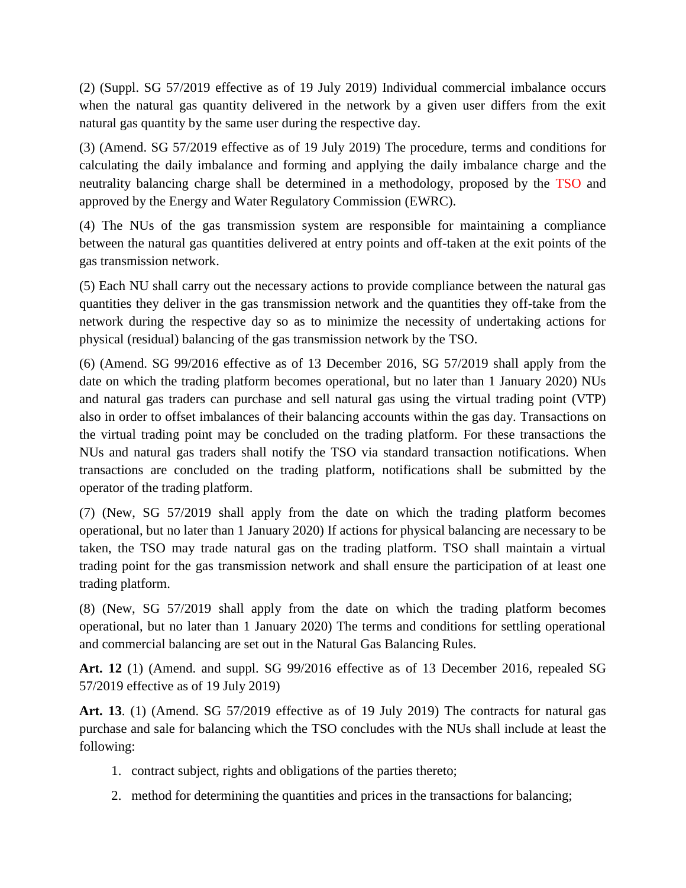(2) (Suppl. SG 57/2019 effective as of 19 July 2019) Individual commercial imbalance occurs when the natural gas quantity delivered in the network by a given user differs from the exit natural gas quantity by the same user during the respective day.

(3) (Amend. SG 57/2019 effective as of 19 July 2019) The procedure, terms and conditions for calculating the daily imbalance and forming and applying the daily imbalance charge and the neutrality balancing charge shall be determined in a methodology, proposed by the TSO and approved by the Energy and Water Regulatory Commission (EWRC).

(4) The NUs of the gas transmission system are responsible for maintaining a compliance between the natural gas quantities delivered at entry points and off-taken at the exit points of the gas transmission network.

(5) Each NU shall carry out the necessary actions to provide compliance between the natural gas quantities they deliver in the gas transmission network and the quantities they off-take from the network during the respective day so as to minimize the necessity of undertaking actions for physical (residual) balancing of the gas transmission network by the TSO.

(6) (Amend. SG 99/2016 effective as of 13 December 2016, SG 57/2019 shall apply from the date on which the trading platform becomes operational, but no later than 1 January 2020) NUs and natural gas traders can purchase and sell natural gas using the virtual trading point (VTP) also in order to offset imbalances of their balancing accounts within the gas day. Transactions on the virtual trading point may be concluded on the trading platform. For these transactions the NUs and natural gas traders shall notify the TSO via standard transaction notifications. When transactions are concluded on the trading platform, notifications shall be submitted by the operator of the trading platform.

(7) (New, SG 57/2019 shall apply from the date on which the trading platform becomes operational, but no later than 1 January 2020) If actions for physical balancing are necessary to be taken, the TSO may trade natural gas on the trading platform. TSO shall maintain a virtual trading point for the gas transmission network and shall ensure the participation of at least one trading platform.

(8) (New, SG 57/2019 shall apply from the date on which the trading platform becomes operational, but no later than 1 January 2020) The terms and conditions for settling operational and commercial balancing are set out in the Natural Gas Balancing Rules.

**Art. 12** (1) (Amend. and suppl. SG 99/2016 effective as of 13 December 2016, repealed SG 57/2019 effective as of 19 July 2019)

**Art. 13**. (1) (Amend. SG 57/2019 effective as of 19 July 2019) The contracts for natural gas purchase and sale for balancing which the TSO concludes with the NUs shall include at least the following:

1. contract subject, rights and obligations of the parties thereto;
2. method for determining the quantities and prices in the transactions for balancing;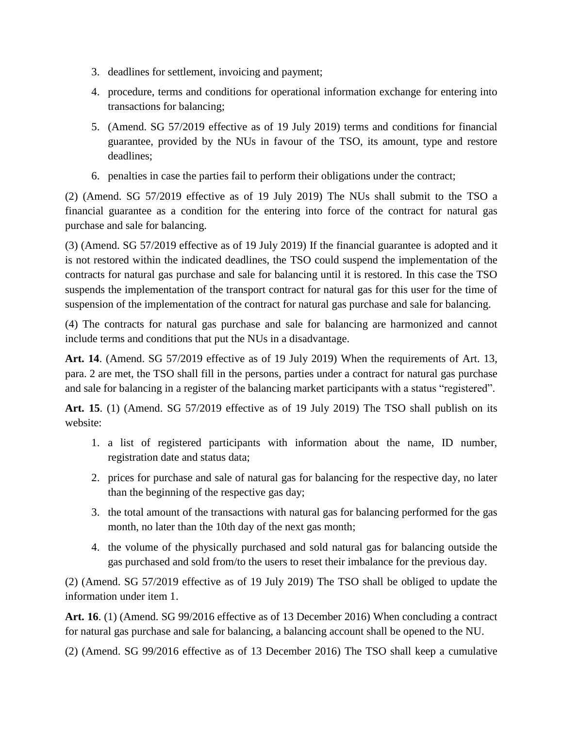3. deadlines for settlement, invoicing and payment;
4. procedure, terms and conditions for operational information exchange for entering into transactions for balancing;
5. (Amend. SG 57/2019 effective as of 19 July 2019) terms and conditions for financial guarantee, provided by the NUs in favour of the TSO, its amount, type and restore deadlines;
6. penalties in case the parties fail to perform their obligations under the contract;

(2) (Amend. SG 57/2019 effective as of 19 July 2019) The NUs shall submit to the TSO a financial guarantee as a condition for the entering into force of the contract for natural gas purchase and sale for balancing.

(3) (Amend. SG 57/2019 effective as of 19 July 2019) If the financial guarantee is adopted and it is not restored within the indicated deadlines, the TSO could suspend the implementation of the contracts for natural gas purchase and sale for balancing until it is restored. In this case the TSO suspends the implementation of the transport contract for natural gas for this user for the time of suspension of the implementation of the contract for natural gas purchase and sale for balancing.

(4) The contracts for natural gas purchase and sale for balancing are harmonized and cannot include terms and conditions that put the NUs in a disadvantage.

**Art. 14**. (Amend. SG 57/2019 effective as of 19 July 2019) When the requirements of Art. 13, para. 2 are met, the TSO shall fill in the persons, parties under a contract for natural gas purchase and sale for balancing in a register of the balancing market participants with a status "registered".

**Art. 15**. (1) (Amend. SG 57/2019 effective as of 19 July 2019) The TSO shall publish on its website:

1. a list of registered participants with information about the name, ID number, registration date and status data;
2. prices for purchase and sale of natural gas for balancing for the respective day, no later than the beginning of the respective gas day;
3. the total amount of the transactions with natural gas for balancing performed for the gas month, no later than the 10th day of the next gas month;
4. the volume of the physically purchased and sold natural gas for balancing outside the gas purchased and sold from/to the users to reset their imbalance for the previous day.

(2) (Amend. SG 57/2019 effective as of 19 July 2019) The TSO shall be obliged to update the information under item 1.

**Art. 16**. (1) (Amend. SG 99/2016 effective as of 13 December 2016) When concluding a contract for natural gas purchase and sale for balancing, a balancing account shall be opened to the NU.

(2) (Amend. SG 99/2016 effective as of 13 December 2016) The TSO shall keep a cumulative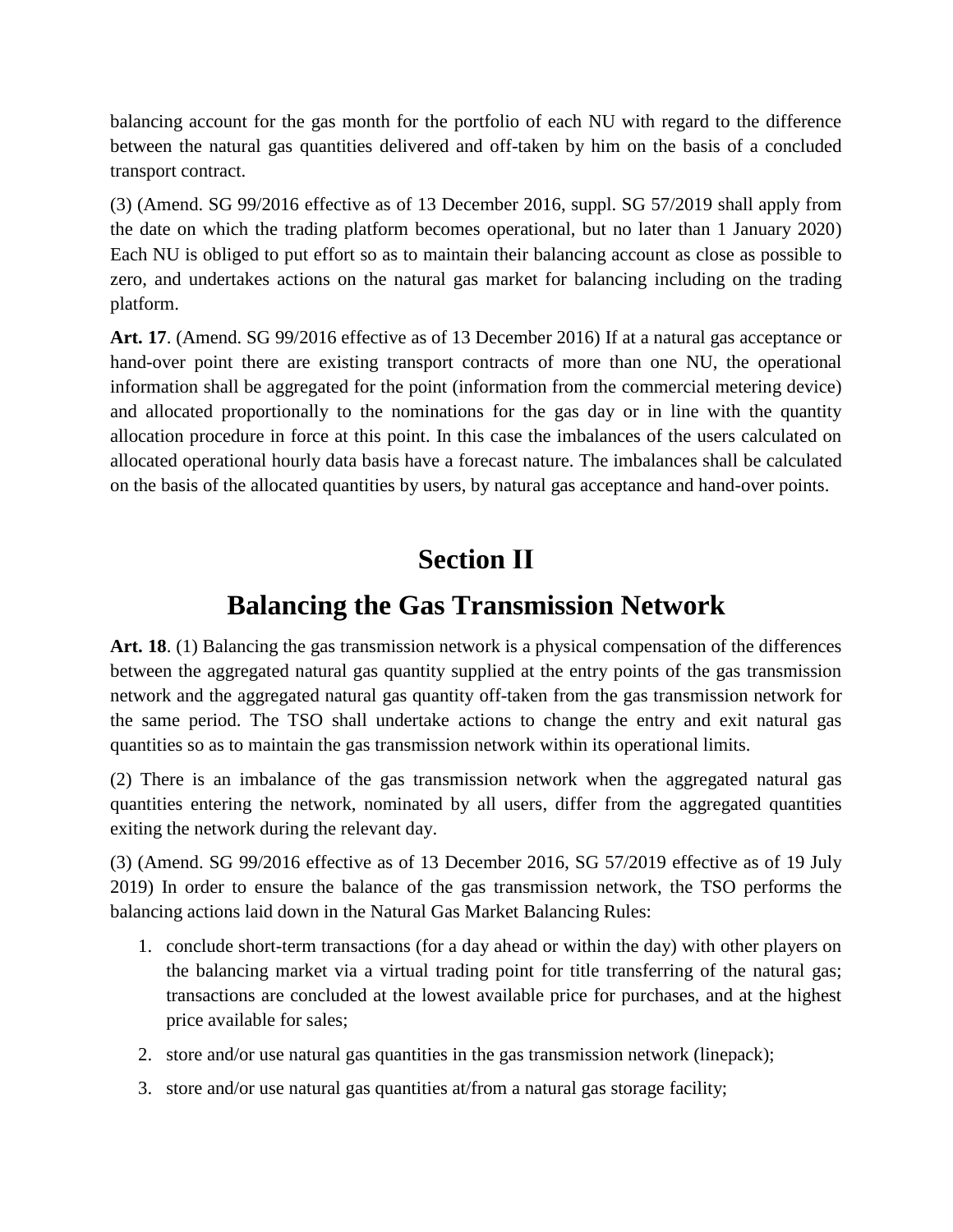balancing account for the gas month for the portfolio of each NU with regard to the difference between the natural gas quantities delivered and off-taken by him on the basis of a concluded transport contract.

(3) (Amend. SG 99/2016 effective as of 13 December 2016, suppl. SG 57/2019 shall apply from the date on which the trading platform becomes operational, but no later than 1 January 2020) Each NU is obliged to put effort so as to maintain their balancing account as close as possible to zero, and undertakes actions on the natural gas market for balancing including on the trading platform.

**Art. 17**. (Amend. SG 99/2016 effective as of 13 December 2016) If at a natural gas acceptance or hand-over point there are existing transport contracts of more than one NU, the operational information shall be aggregated for the point (information from the commercial metering device) and allocated proportionally to the nominations for the gas day or in line with the quantity allocation procedure in force at this point. In this case the imbalances of the users calculated on allocated operational hourly data basis have a forecast nature. The imbalances shall be calculated on the basis of the allocated quantities by users, by natural gas acceptance and hand-over points.

# Section II

# Balancing the Gas Transmission Network

**Art. 18**. (1) Balancing the gas transmission network is a physical compensation of the differences between the aggregated natural gas quantity supplied at the entry points of the gas transmission network and the aggregated natural gas quantity off-taken from the gas transmission network for the same period. The TSO shall undertake actions to change the entry and exit natural gas quantities so as to maintain the gas transmission network within its operational limits.

(2) There is an imbalance of the gas transmission network when the aggregated natural gas quantities entering the network, nominated by all users, differ from the aggregated quantities exiting the network during the relevant day.

(3) (Amend. SG 99/2016 effective as of 13 December 2016, SG 57/2019 effective as of 19 July 2019) In order to ensure the balance of the gas transmission network, the TSO performs the balancing actions laid down in the Natural Gas Market Balancing Rules:

1. conclude short-term transactions (for a day ahead or within the day) with other players on the balancing market via a virtual trading point for title transferring of the natural gas; transactions are concluded at the lowest available price for purchases, and at the highest price available for sales;
2. store and/or use natural gas quantities in the gas transmission network (linepack);
3. store and/or use natural gas quantities at/from a natural gas storage facility;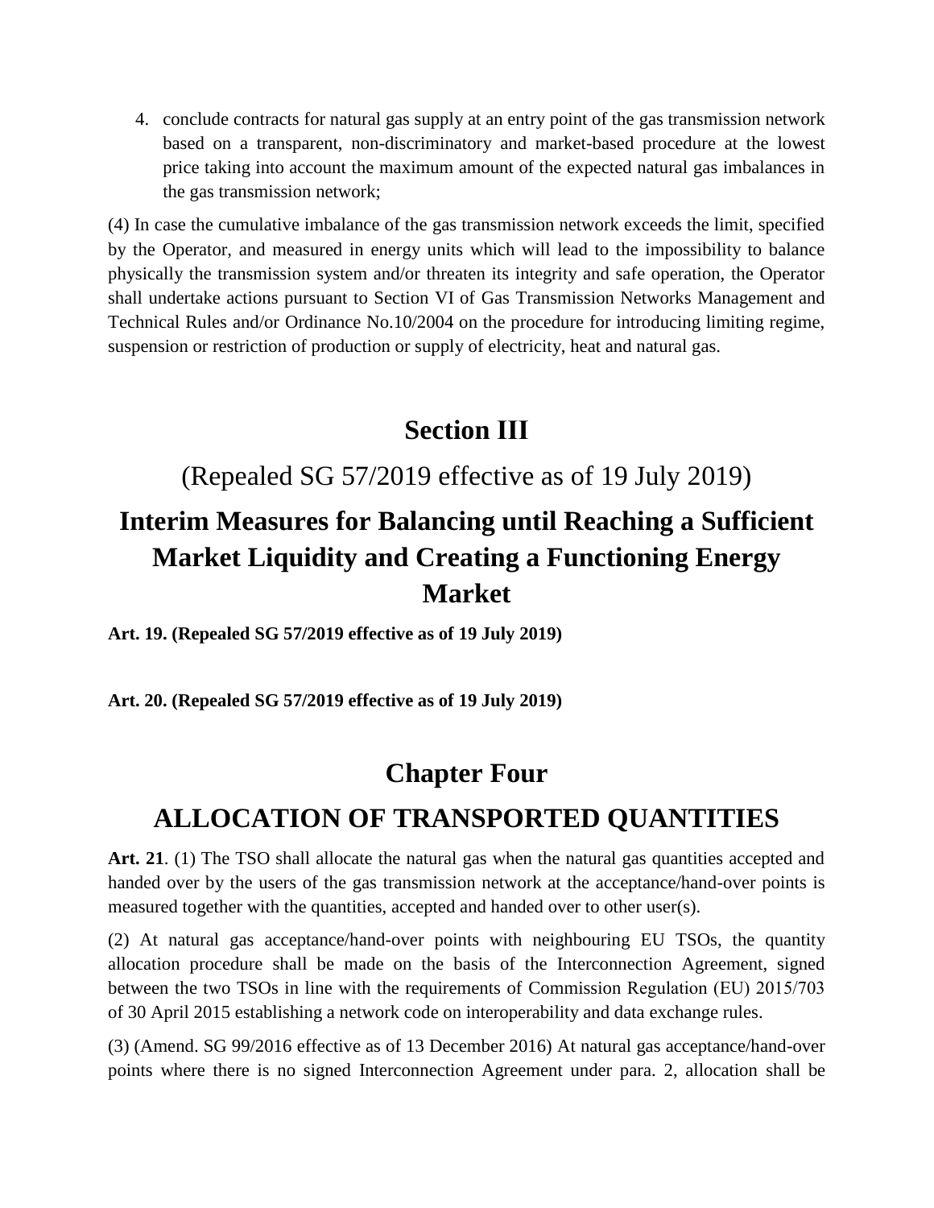4. conclude contracts for natural gas supply at an entry point of the gas transmission network based on a transparent, non-discriminatory and market-based procedure at the lowest price taking into account the maximum amount of the expected natural gas imbalances in the gas transmission network;

(4) In case the cumulative imbalance of the gas transmission network exceeds the limit, specified by the Operator, and measured in energy units which will lead to the impossibility to balance physically the transmission system and/or threaten its integrity and safe operation, the Operator shall undertake actions pursuant to Section VI of Gas Transmission Networks Management and Technical Rules and/or Ordinance No.10/2004 on the procedure for introducing limiting regime, suspension or restriction of production or supply of electricity, heat and natural gas.

## Section III

(Repealed SG 57/2019 effective as of 19 July 2019)

## Interim Measures for Balancing until Reaching a Sufficient Market Liquidity and Creating a Functioning Energy Market

**Art. 19. (Repealed SG 57/2019 effective as of 19 July 2019)**

**Art. 20. (Repealed SG 57/2019 effective as of 19 July 2019)**

# Chapter Four

# ALLOCATION OF TRANSPORTED QUANTITIES

**Art. 21**. (1) The TSO shall allocate the natural gas when the natural gas quantities accepted and handed over by the users of the gas transmission network at the acceptance/hand-over points is measured together with the quantities, accepted and handed over to other user(s).

(2) At natural gas acceptance/hand-over points with neighbouring EU TSOs, the quantity allocation procedure shall be made on the basis of the Interconnection Agreement, signed between the two TSOs in line with the requirements of Commission Regulation (EU) 2015/703 of 30 April 2015 establishing a network code on interoperability and data exchange rules.

(3) (Amend. SG 99/2016 effective as of 13 December 2016) At natural gas acceptance/hand-over points where there is no signed Interconnection Agreement under para. 2, allocation shall be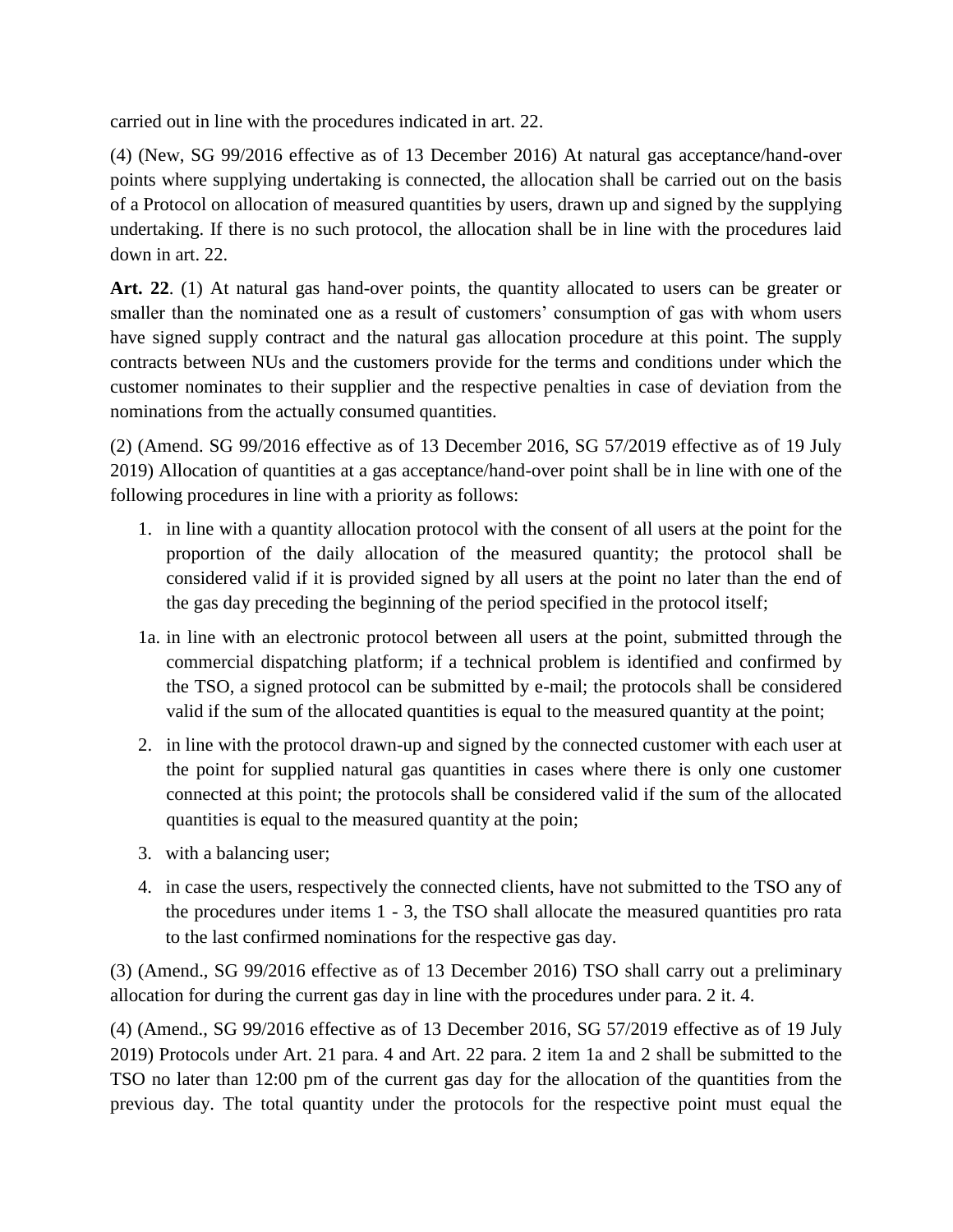carried out in line with the procedures indicated in art. 22.

(4) (New, SG 99/2016 effective as of 13 December 2016) At natural gas acceptance/hand-over points where supplying undertaking is connected, the allocation shall be carried out on the basis of a Protocol on allocation of measured quantities by users, drawn up and signed by the supplying undertaking. If there is no such protocol, the allocation shall be in line with the procedures laid down in art. 22.

**Art. 22**. (1) At natural gas hand-over points, the quantity allocated to users can be greater or smaller than the nominated one as a result of customers' consumption of gas with whom users have signed supply contract and the natural gas allocation procedure at this point. The supply contracts between NUs and the customers provide for the terms and conditions under which the customer nominates to their supplier and the respective penalties in case of deviation from the nominations from the actually consumed quantities.

(2) (Amend. SG 99/2016 effective as of 13 December 2016, SG 57/2019 effective as of 19 July 2019) Allocation of quantities at a gas acceptance/hand-over point shall be in line with one of the following procedures in line with a priority as follows:

1. in line with a quantity allocation protocol with the consent of all users at the point for the proportion of the daily allocation of the measured quantity; the protocol shall be considered valid if it is provided signed by all users at the point no later than the end of the gas day preceding the beginning of the period specified in the protocol itself;

1a. in line with an electronic protocol between all users at the point, submitted through the commercial dispatching platform; if a technical problem is identified and confirmed by the TSO, a signed protocol can be submitted by e-mail; the protocols shall be considered valid if the sum of the allocated quantities is equal to the measured quantity at the point;

2. in line with the protocol drawn-up and signed by the connected customer with each user at the point for supplied natural gas quantities in cases where there is only one customer connected at this point; the protocols shall be considered valid if the sum of the allocated quantities is equal to the measured quantity at the poin;

3. with a balancing user;

4. in case the users, respectively the connected clients, have not submitted to the TSO any of the procedures under items 1 - 3, the TSO shall allocate the measured quantities pro rata to the last confirmed nominations for the respective gas day.

(3) (Amend., SG 99/2016 effective as of 13 December 2016) TSO shall carry out a preliminary allocation for during the current gas day in line with the procedures under para. 2 it. 4.

(4) (Amend., SG 99/2016 effective as of 13 December 2016, SG 57/2019 effective as of 19 July 2019) Protocols under Art. 21 para. 4 and Art. 22 para. 2 item 1a and 2 shall be submitted to the TSO no later than 12:00 pm of the current gas day for the allocation of the quantities from the previous day. The total quantity under the protocols for the respective point must equal the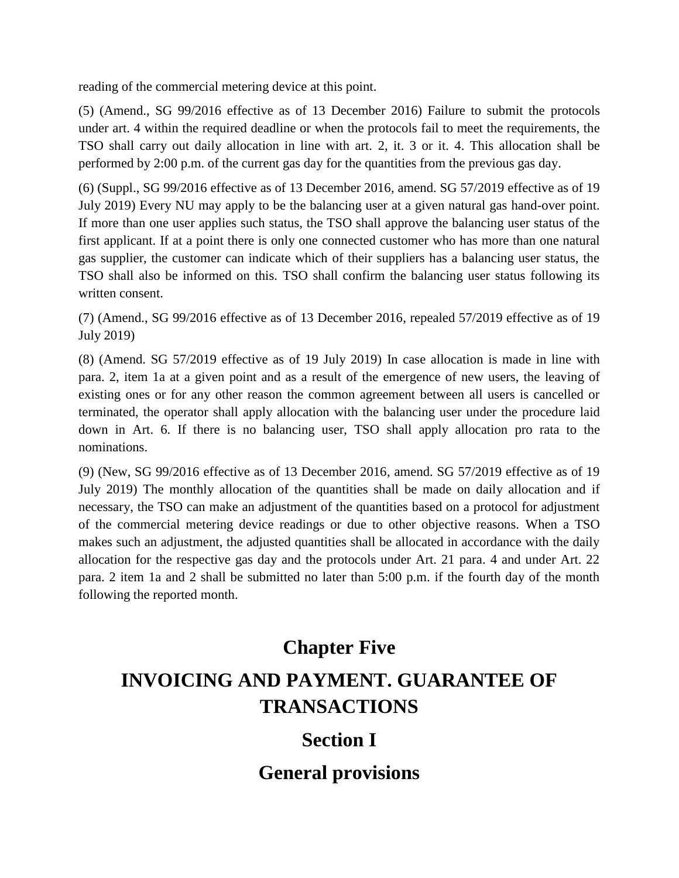reading of the commercial metering device at this point.

(5) (Amend., SG 99/2016 effective as of 13 December 2016) Failure to submit the protocols under art. 4 within the required deadline or when the protocols fail to meet the requirements, the TSO shall carry out daily allocation in line with art. 2, it. 3 or it. 4. This allocation shall be performed by 2:00 p.m. of the current gas day for the quantities from the previous gas day.

(6) (Suppl., SG 99/2016 effective as of 13 December 2016, amend. SG 57/2019 effective as of 19 July 2019) Every NU may apply to be the balancing user at a given natural gas hand-over point. If more than one user applies such status, the TSO shall approve the balancing user status of the first applicant. If at a point there is only one connected customer who has more than one natural gas supplier, the customer can indicate which of their suppliers has a balancing user status, the TSO shall also be informed on this. TSO shall confirm the balancing user status following its written consent.

(7) (Amend., SG 99/2016 effective as of 13 December 2016, repealed 57/2019 effective as of 19 July 2019)

(8) (Amend. SG 57/2019 effective as of 19 July 2019) In case allocation is made in line with para. 2, item 1a at a given point and as a result of the emergence of new users, the leaving of existing ones or for any other reason the common agreement between all users is cancelled or terminated, the operator shall apply allocation with the balancing user under the procedure laid down in Art. 6. If there is no balancing user, TSO shall apply allocation pro rata to the nominations.

(9) (New, SG 99/2016 effective as of 13 December 2016, amend. SG 57/2019 effective as of 19 July 2019) The monthly allocation of the quantities shall be made on daily allocation and if necessary, the TSO can make an adjustment of the quantities based on a protocol for adjustment of the commercial metering device readings or due to other objective reasons. When a TSO makes such an adjustment, the adjusted quantities shall be allocated in accordance with the daily allocation for the respective gas day and the protocols under Art. 21 para. 4 and under Art. 22 para. 2 item 1a and 2 shall be submitted no later than 5:00 p.m. if the fourth day of the month following the reported month.

# Chapter Five

# INVOICING AND PAYMENT. GUARANTEE OF TRANSACTIONS

## Section I

## General provisions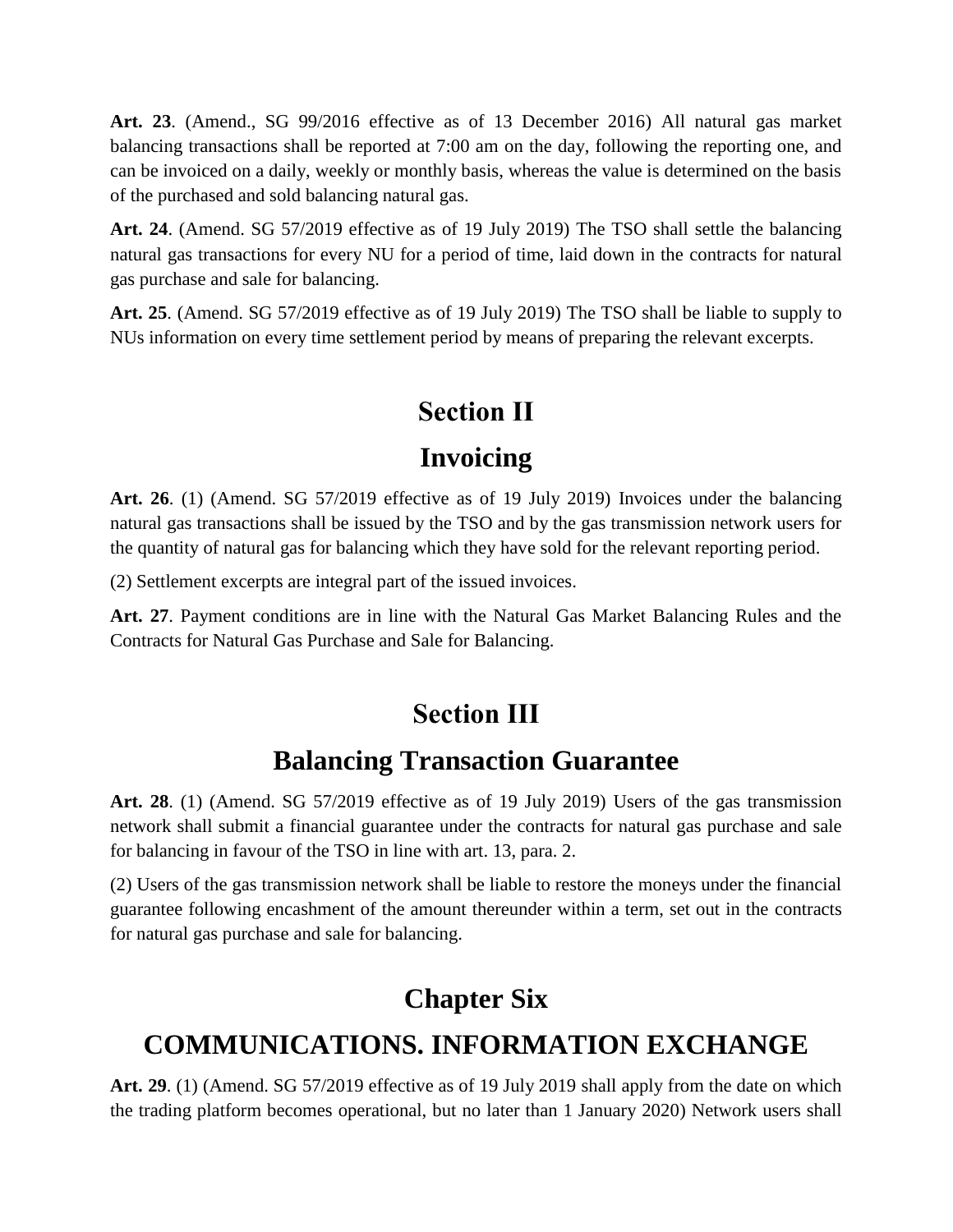**Art. 23**. (Amend., SG 99/2016 effective as of 13 December 2016) All natural gas market balancing transactions shall be reported at 7:00 am on the day, following the reporting one, and can be invoiced on a daily, weekly or monthly basis, whereas the value is determined on the basis of the purchased and sold balancing natural gas.

**Art. 24**. (Amend. SG 57/2019 effective as of 19 July 2019) The TSO shall settle the balancing natural gas transactions for every NU for a period of time, laid down in the contracts for natural gas purchase and sale for balancing.

**Art. 25**. (Amend. SG 57/2019 effective as of 19 July 2019) The TSO shall be liable to supply to NUs information on every time settlement period by means of preparing the relevant excerpts.

## Section II

## Invoicing

**Art. 26**. (1) (Amend. SG 57/2019 effective as of 19 July 2019) Invoices under the balancing natural gas transactions shall be issued by the TSO and by the gas transmission network users for the quantity of natural gas for balancing which they have sold for the relevant reporting period.

(2) Settlement excerpts are integral part of the issued invoices.

**Art. 27**. Payment conditions are in line with the Natural Gas Market Balancing Rules and the Contracts for Natural Gas Purchase and Sale for Balancing.

## Section III

## Balancing Transaction Guarantee

**Art. 28**. (1) (Amend. SG 57/2019 effective as of 19 July 2019) Users of the gas transmission network shall submit a financial guarantee under the contracts for natural gas purchase and sale for balancing in favour of the TSO in line with art. 13, para. 2.

(2) Users of the gas transmission network shall be liable to restore the moneys under the financial guarantee following encashment of the amount thereunder within a term, set out in the contracts for natural gas purchase and sale for balancing.

# Chapter Six

# COMMUNICATIONS. INFORMATION EXCHANGE

**Art. 29**. (1) (Amend. SG 57/2019 effective as of 19 July 2019 shall apply from the date on which the trading platform becomes operational, but no later than 1 January 2020) Network users shall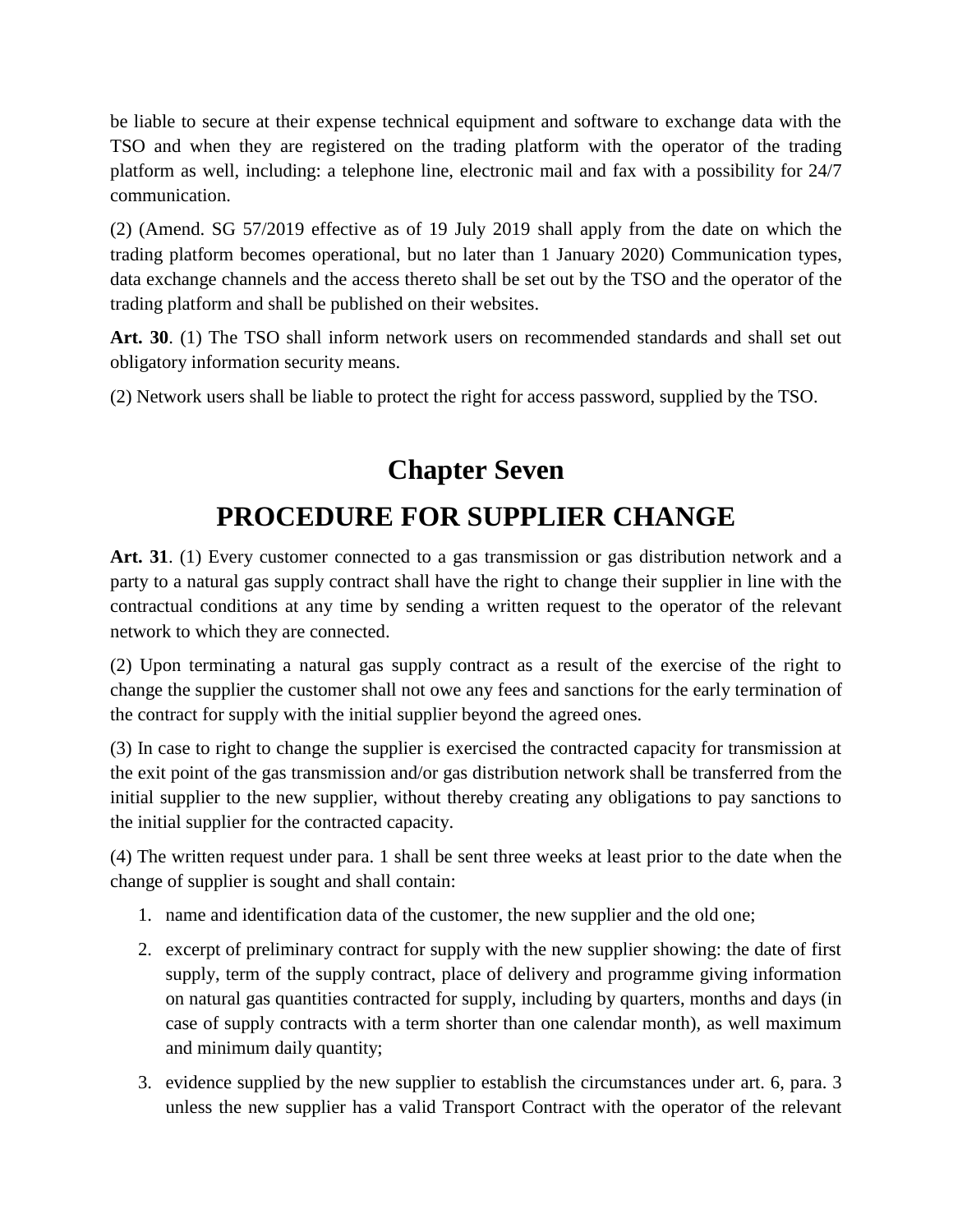be liable to secure at their expense technical equipment and software to exchange data with the TSO and when they are registered on the trading platform with the operator of the trading platform as well, including: a telephone line, electronic mail and fax with a possibility for 24/7 communication.

(2) (Amend. SG 57/2019 effective as of 19 July 2019 shall apply from the date on which the trading platform becomes operational, but no later than 1 January 2020) Communication types, data exchange channels and the access thereto shall be set out by the TSO and the operator of the trading platform and shall be published on their websites.

**Art. 30**. (1) The TSO shall inform network users on recommended standards and shall set out obligatory information security means.

(2) Network users shall be liable to protect the right for access password, supplied by the TSO.

# Chapter Seven

# PROCEDURE FOR SUPPLIER CHANGE

**Art. 31**. (1) Every customer connected to a gas transmission or gas distribution network and a party to a natural gas supply contract shall have the right to change their supplier in line with the contractual conditions at any time by sending a written request to the operator of the relevant network to which they are connected.

(2) Upon terminating a natural gas supply contract as a result of the exercise of the right to change the supplier the customer shall not owe any fees and sanctions for the early termination of the contract for supply with the initial supplier beyond the agreed ones.

(3) In case to right to change the supplier is exercised the contracted capacity for transmission at the exit point of the gas transmission and/or gas distribution network shall be transferred from the initial supplier to the new supplier, without thereby creating any obligations to pay sanctions to the initial supplier for the contracted capacity.

(4) The written request under para. 1 shall be sent three weeks at least prior to the date when the change of supplier is sought and shall contain:

1. name and identification data of the customer, the new supplier and the old one;
2. excerpt of preliminary contract for supply with the new supplier showing: the date of first supply, term of the supply contract, place of delivery and programme giving information on natural gas quantities contracted for supply, including by quarters, months and days (in case of supply contracts with a term shorter than one calendar month), as well maximum and minimum daily quantity;
3. evidence supplied by the new supplier to establish the circumstances under art. 6, para. 3 unless the new supplier has a valid Transport Contract with the operator of the relevant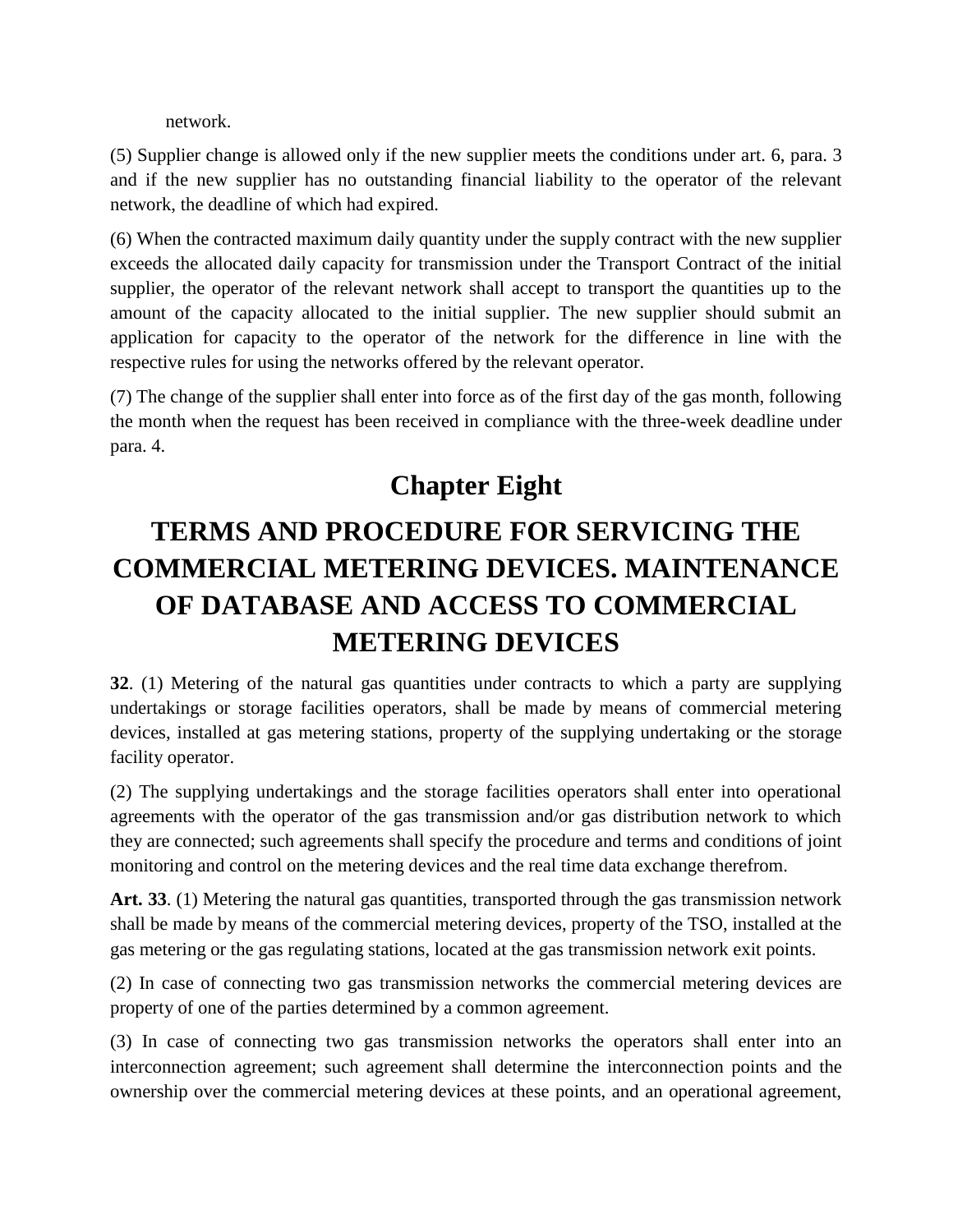network.

(5) Supplier change is allowed only if the new supplier meets the conditions under art. 6, para. 3 and if the new supplier has no outstanding financial liability to the operator of the relevant network, the deadline of which had expired.

(6) When the contracted maximum daily quantity under the supply contract with the new supplier exceeds the allocated daily capacity for transmission under the Transport Contract of the initial supplier, the operator of the relevant network shall accept to transport the quantities up to the amount of the capacity allocated to the initial supplier. The new supplier should submit an application for capacity to the operator of the network for the difference in line with the respective rules for using the networks offered by the relevant operator.

(7) The change of the supplier shall enter into force as of the first day of the gas month, following the month when the request has been received in compliance with the three-week deadline under para. 4.

# Chapter Eight

# TERMS AND PROCEDURE FOR SERVICING THE COMMERCIAL METERING DEVICES. MAINTENANCE OF DATABASE AND ACCESS TO COMMERCIAL METERING DEVICES

**32**. (1) Metering of the natural gas quantities under contracts to which a party are supplying undertakings or storage facilities operators, shall be made by means of commercial metering devices, installed at gas metering stations, property of the supplying undertaking or the storage facility operator.

(2) The supplying undertakings and the storage facilities operators shall enter into operational agreements with the operator of the gas transmission and/or gas distribution network to which they are connected; such agreements shall specify the procedure and terms and conditions of joint monitoring and control on the metering devices and the real time data exchange therefrom.

**Art. 33**. (1) Metering the natural gas quantities, transported through the gas transmission network shall be made by means of the commercial metering devices, property of the TSO, installed at the gas metering or the gas regulating stations, located at the gas transmission network exit points.

(2) In case of connecting two gas transmission networks the commercial metering devices are property of one of the parties determined by a common agreement.

(3) In case of connecting two gas transmission networks the operators shall enter into an interconnection agreement; such agreement shall determine the interconnection points and the ownership over the commercial metering devices at these points, and an operational agreement,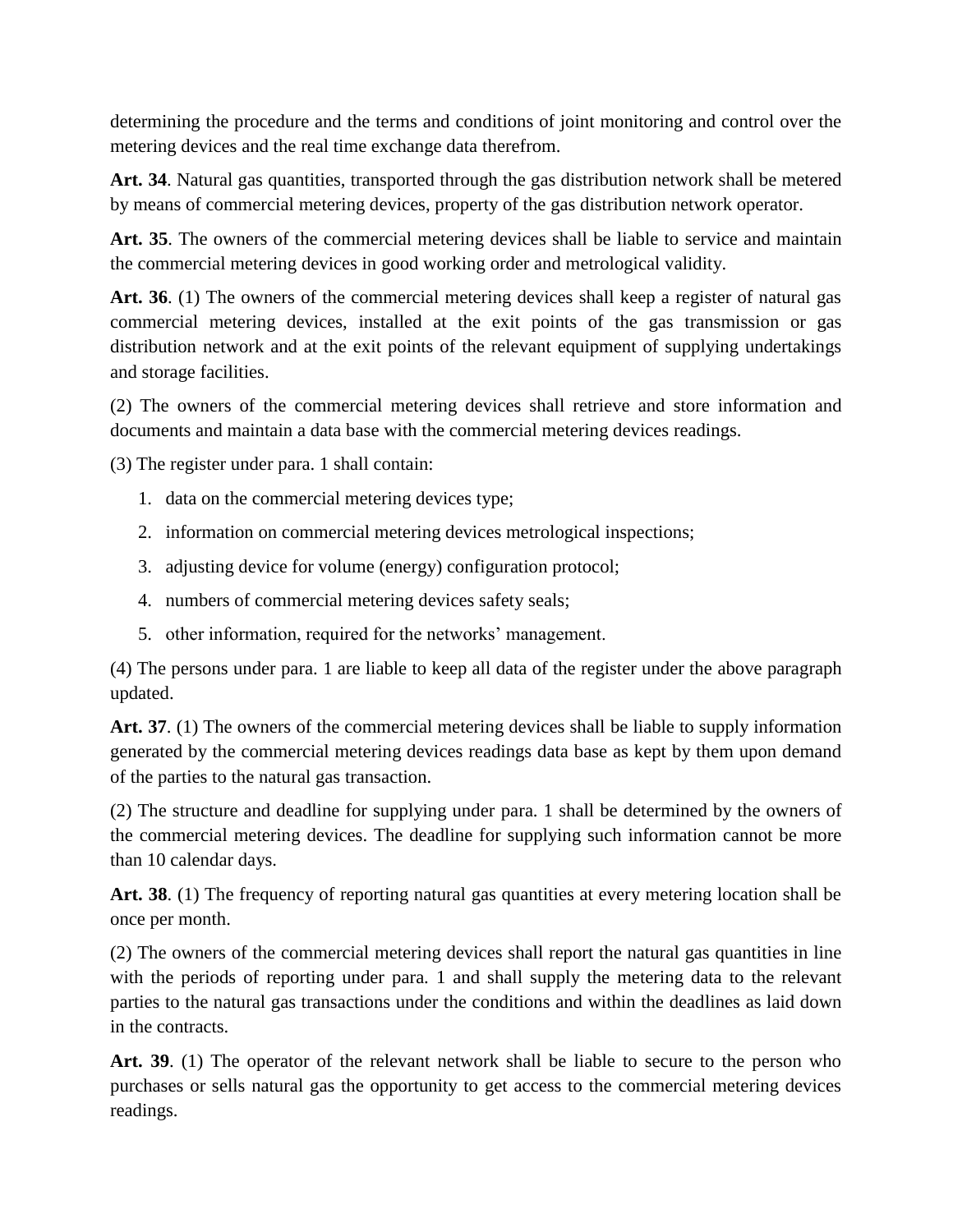determining the procedure and the terms and conditions of joint monitoring and control over the metering devices and the real time exchange data therefrom.

**Art. 34**. Natural gas quantities, transported through the gas distribution network shall be metered by means of commercial metering devices, property of the gas distribution network operator.

**Art. 35**. The owners of the commercial metering devices shall be liable to service and maintain the commercial metering devices in good working order and metrological validity.

**Art. 36**. (1) The owners of the commercial metering devices shall keep a register of natural gas commercial metering devices, installed at the exit points of the gas transmission or gas distribution network and at the exit points of the relevant equipment of supplying undertakings and storage facilities.

(2) The owners of the commercial metering devices shall retrieve and store information and documents and maintain a data base with the commercial metering devices readings.

(3) The register under para. 1 shall contain:

1. data on the commercial metering devices type;
2. information on commercial metering devices metrological inspections;
3. adjusting device for volume (energy) configuration protocol;
4. numbers of commercial metering devices safety seals;
5. other information, required for the networks' management.

(4) The persons under para. 1 are liable to keep all data of the register under the above paragraph updated.

**Art. 37**. (1) The owners of the commercial metering devices shall be liable to supply information generated by the commercial metering devices readings data base as kept by them upon demand of the parties to the natural gas transaction.

(2) The structure and deadline for supplying under para. 1 shall be determined by the owners of the commercial metering devices. The deadline for supplying such information cannot be more than 10 calendar days.

**Art. 38**. (1) The frequency of reporting natural gas quantities at every metering location shall be once per month.

(2) The owners of the commercial metering devices shall report the natural gas quantities in line with the periods of reporting under para. 1 and shall supply the metering data to the relevant parties to the natural gas transactions under the conditions and within the deadlines as laid down in the contracts.

**Art. 39**. (1) The operator of the relevant network shall be liable to secure to the person who purchases or sells natural gas the opportunity to get access to the commercial metering devices readings.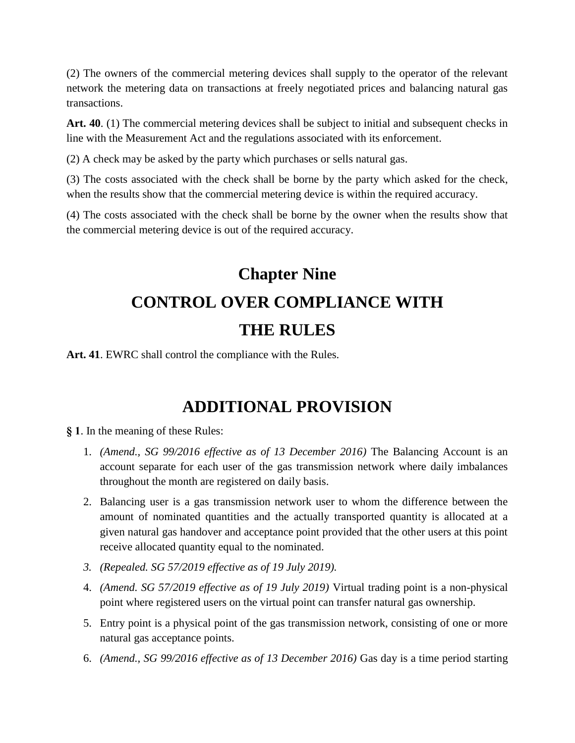(2) The owners of the commercial metering devices shall supply to the operator of the relevant network the metering data on transactions at freely negotiated prices and balancing natural gas transactions.

**Art. 40**. (1) The commercial metering devices shall be subject to initial and subsequent checks in line with the Measurement Act and the regulations associated with its enforcement.

(2) A check may be asked by the party which purchases or sells natural gas.

(3) The costs associated with the check shall be borne by the party which asked for the check, when the results show that the commercial metering device is within the required accuracy.

(4) The costs associated with the check shall be borne by the owner when the results show that the commercial metering device is out of the required accuracy.

# Chapter Nine

# CONTROL OVER COMPLIANCE WITH THE RULES

**Art. 41**. EWRC shall control the compliance with the Rules.

# ADDITIONAL PROVISION

**§ 1**. In the meaning of these Rules:

1. *(Amend., SG 99/2016 effective as of 13 December 2016)* The Balancing Account is an account separate for each user of the gas transmission network where daily imbalances throughout the month are registered on daily basis.
2. Balancing user is a gas transmission network user to whom the difference between the amount of nominated quantities and the actually transported quantity is allocated at a given natural gas handover and acceptance point provided that the other users at this point receive allocated quantity equal to the nominated.
3. *(Repealed. SG 57/2019 effective as of 19 July 2019).*
4. *(Amend. SG 57/2019 effective as of 19 July 2019)* Virtual trading point is a non-physical point where registered users on the virtual point can transfer natural gas ownership.
5. Entry point is a physical point of the gas transmission network, consisting of one or more natural gas acceptance points.
6. *(Amend., SG 99/2016 effective as of 13 December 2016)* Gas day is a time period starting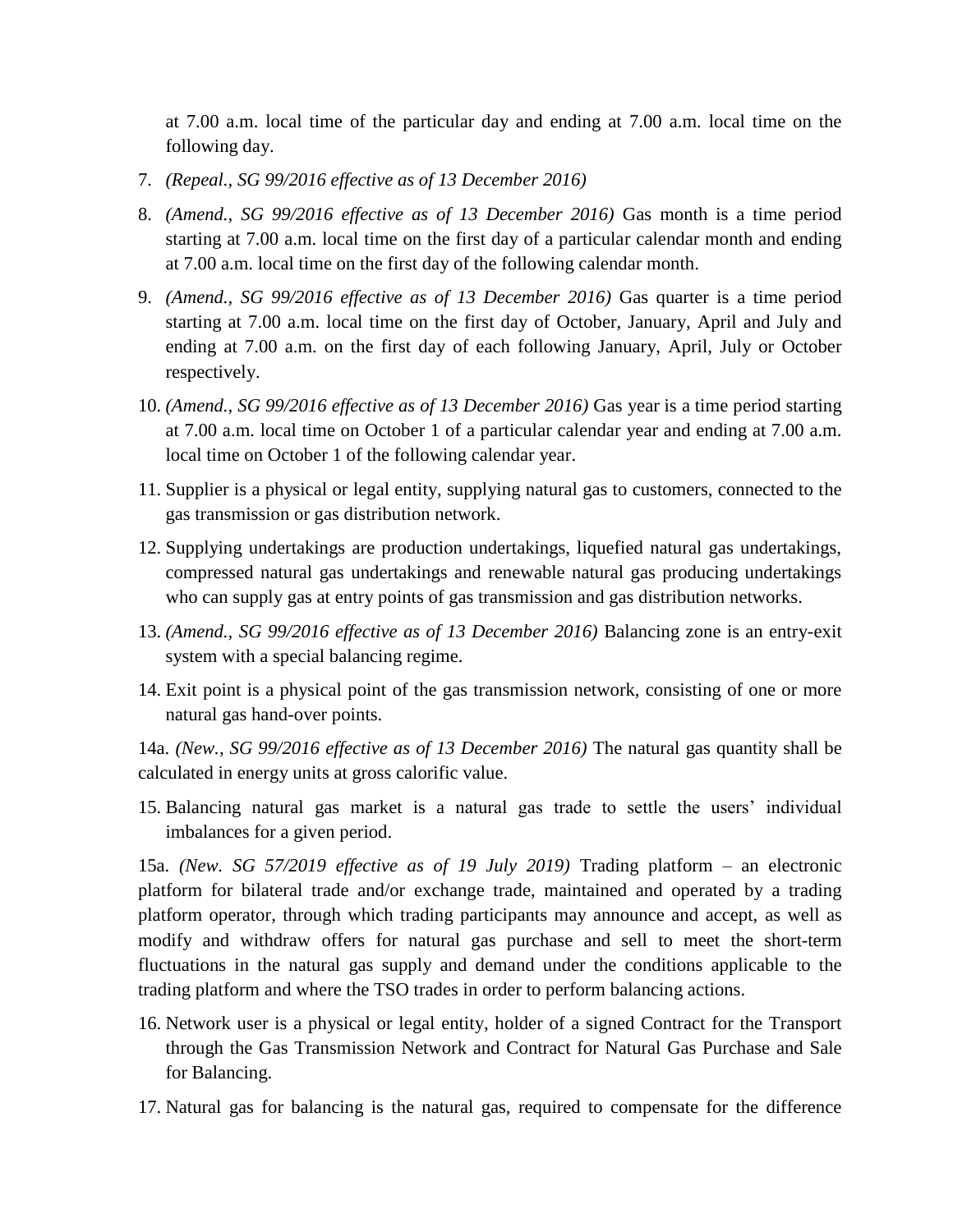at 7.00 a.m. local time of the particular day and ending at 7.00 a.m. local time on the following day.

7. *(Repeal., SG 99/2016 effective as of 13 December 2016)*

8. *(Amend., SG 99/2016 effective as of 13 December 2016)* Gas month is a time period starting at 7.00 a.m. local time on the first day of a particular calendar month and ending at 7.00 a.m. local time on the first day of the following calendar month.

9. *(Amend., SG 99/2016 effective as of 13 December 2016)* Gas quarter is a time period starting at 7.00 a.m. local time on the first day of October, January, April and July and ending at 7.00 a.m. on the first day of each following January, April, July or October respectively.

10. *(Amend., SG 99/2016 effective as of 13 December 2016)* Gas year is a time period starting at 7.00 a.m. local time on October 1 of a particular calendar year and ending at 7.00 a.m. local time on October 1 of the following calendar year.

11. Supplier is a physical or legal entity, supplying natural gas to customers, connected to the gas transmission or gas distribution network.

12. Supplying undertakings are production undertakings, liquefied natural gas undertakings, compressed natural gas undertakings and renewable natural gas producing undertakings who can supply gas at entry points of gas transmission and gas distribution networks.

13. *(Amend., SG 99/2016 effective as of 13 December 2016)* Balancing zone is an entry-exit system with a special balancing regime.

14. Exit point is a physical point of the gas transmission network, consisting of one or more natural gas hand-over points.

14a. *(New., SG 99/2016 effective as of 13 December 2016)* The natural gas quantity shall be calculated in energy units at gross calorific value.

15. Balancing natural gas market is a natural gas trade to settle the users' individual imbalances for a given period.

15a. *(New. SG 57/2019 effective as of 19 July 2019)* Trading platform – an electronic platform for bilateral trade and/or exchange trade, maintained and operated by a trading platform operator, through which trading participants may announce and accept, as well as modify and withdraw offers for natural gas purchase and sell to meet the short-term fluctuations in the natural gas supply and demand under the conditions applicable to the trading platform and where the TSO trades in order to perform balancing actions.

16. Network user is a physical or legal entity, holder of a signed Contract for the Transport through the Gas Transmission Network and Contract for Natural Gas Purchase and Sale for Balancing.

17. Natural gas for balancing is the natural gas, required to compensate for the difference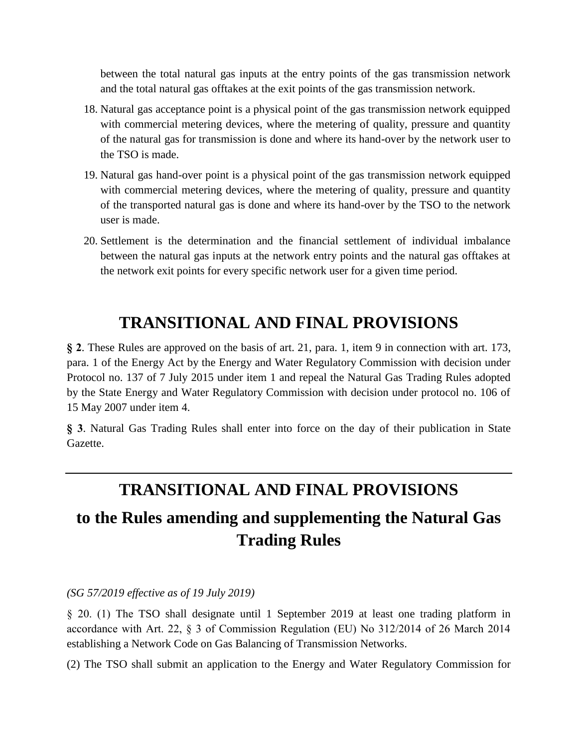between the total natural gas inputs at the entry points of the gas transmission network and the total natural gas offtakes at the exit points of the gas transmission network.

18. Natural gas acceptance point is a physical point of the gas transmission network equipped with commercial metering devices, where the metering of quality, pressure and quantity of the natural gas for transmission is done and where its hand-over by the network user to the TSO is made.

19. Natural gas hand-over point is a physical point of the gas transmission network equipped with commercial metering devices, where the metering of quality, pressure and quantity of the transported natural gas is done and where its hand-over by the TSO to the network user is made.

20. Settlement is the determination and the financial settlement of individual imbalance between the natural gas inputs at the network entry points and the natural gas offtakes at the network exit points for every specific network user for a given time period.

# TRANSITIONAL AND FINAL PROVISIONS

**§ 2**. These Rules are approved on the basis of art. 21, para. 1, item 9 in connection with art. 173, para. 1 of the Energy Act by the Energy and Water Regulatory Commission with decision under Protocol no. 137 of 7 July 2015 under item 1 and repeal the Natural Gas Trading Rules adopted by the State Energy and Water Regulatory Commission with decision under protocol no. 106 of 15 May 2007 under item 4.

**§ 3**. Natural Gas Trading Rules shall enter into force on the day of their publication in State Gazette.

---

# TRANSITIONAL AND FINAL PROVISIONS

# to the Rules amending and supplementing the Natural Gas Trading Rules

*(SG 57/2019 effective as of 19 July 2019)*

§ 20. (1) The TSO shall designate until 1 September 2019 at least one trading platform in accordance with Art. 22, § 3 of Commission Regulation (EU) No 312/2014 of 26 March 2014 establishing a Network Code on Gas Balancing of Transmission Networks.

(2) The TSO shall submit an application to the Energy and Water Regulatory Commission for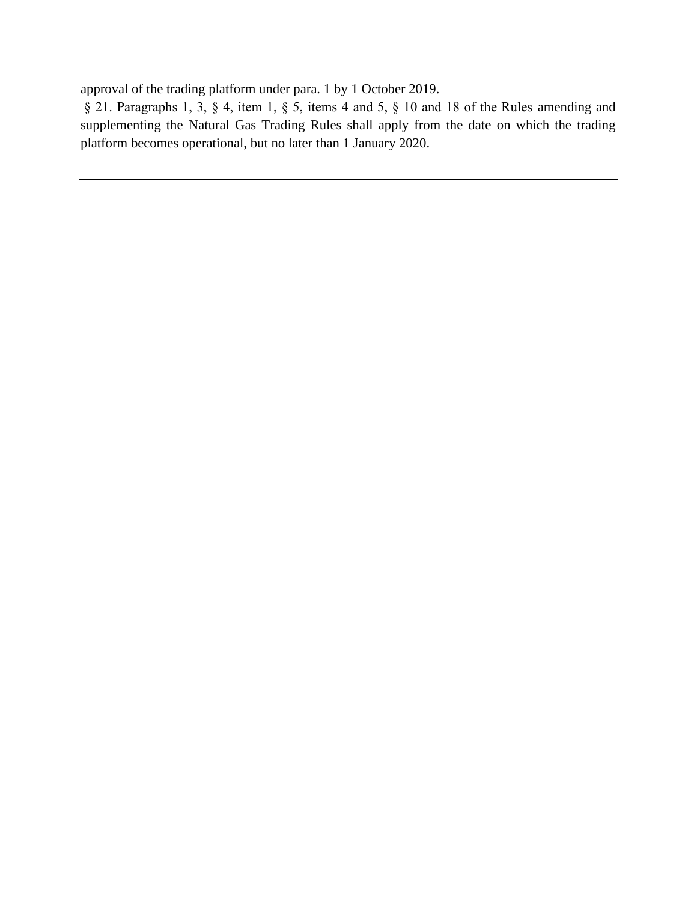approval of the trading platform under para. 1 by 1 October 2019.

§ 21. Paragraphs 1, 3, § 4, item 1, § 5, items 4 and 5, § 10 and 18 of the Rules amending and supplementing the Natural Gas Trading Rules shall apply from the date on which the trading platform becomes operational, but no later than 1 January 2020.

---